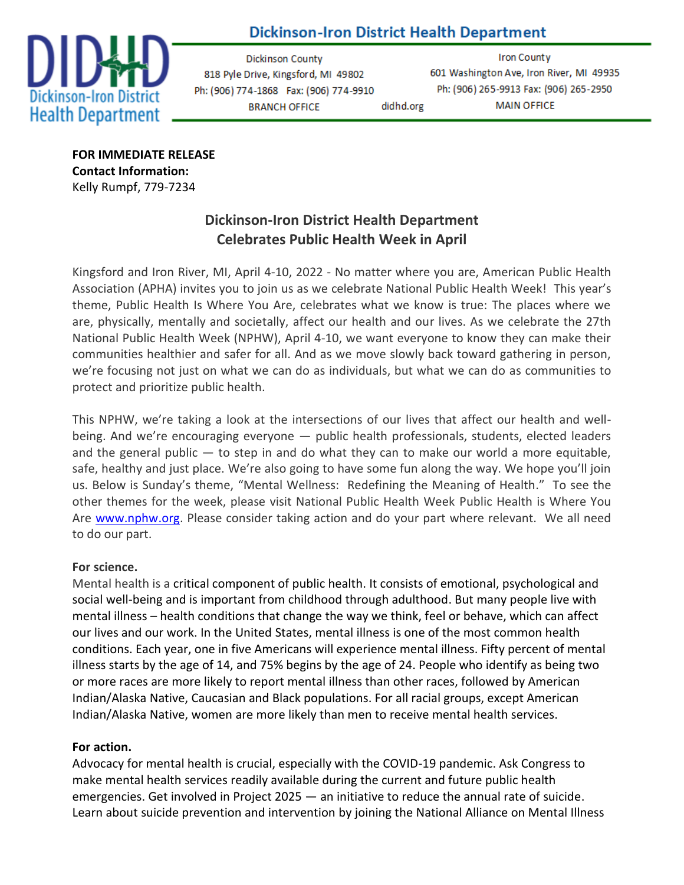**Dickinson-Iron District Health Department**

| Dickinson County | Iron County |
| --- | --- |
| 818 Pyle Drive, Kingsford, MI 49802 | 601 Washington Ave, Iron River, MI 49935 |
| Ph: (906) 774-1868 Fax: (906) 774-9910 | Ph: (906) 265-9913 Fax: (906) 265-2950 |
| BRANCH OFFICE | MAIN OFFICE |

didhd.org

**FOR IMMEDIATE RELEASE**
**Contact Information:**
Kelly Rumpf, 779-7234

## Dickinson-Iron District Health Department Celebrates Public Health Week in April

Kingsford and Iron River, MI, April 4-10, 2022 - No matter where you are, American Public Health Association (APHA) invites you to join us as we celebrate National Public Health Week! This year's theme, Public Health Is Where You Are, celebrates what we know is true: The places where we are, physically, mentally and societally, affect our health and our lives. As we celebrate the 27th National Public Health Week (NPHW), April 4-10, we want everyone to know they can make their communities healthier and safer for all. And as we move slowly back toward gathering in person, we're focusing not just on what we can do as individuals, but what we can do as communities to protect and prioritize public health.

This NPHW, we're taking a look at the intersections of our lives that affect our health and well-being. And we're encouraging everyone — public health professionals, students, elected leaders and the general public — to step in and do what they can to make our world a more equitable, safe, healthy and just place. We're also going to have some fun along the way. We hope you'll join us. Below is Sunday's theme, "Mental Wellness: Redefining the Meaning of Health." To see the other themes for the week, please visit National Public Health Week Public Health is Where You Are [www.nphw.org](http://www.nphw.org). Please consider taking action and do your part where relevant. We all need to do our part.

**For science.**
Mental health is a critical component of public health. It consists of emotional, psychological and social well-being and is important from childhood through adulthood. But many people live with mental illness – health conditions that change the way we think, feel or behave, which can affect our lives and our work. In the United States, mental illness is one of the most common health conditions. Each year, one in five Americans will experience mental illness. Fifty percent of mental illness starts by the age of 14, and 75% begins by the age of 24. People who identify as being two or more races are more likely to report mental illness than other races, followed by American Indian/Alaska Native, Caucasian and Black populations. For all racial groups, except American Indian/Alaska Native, women are more likely than men to receive mental health services.

**For action.**
Advocacy for mental health is crucial, especially with the COVID-19 pandemic. Ask Congress to make mental health services readily available during the current and future public health emergencies. Get involved in Project 2025 — an initiative to reduce the annual rate of suicide. Learn about suicide prevention and intervention by joining the National Alliance on Mental Illness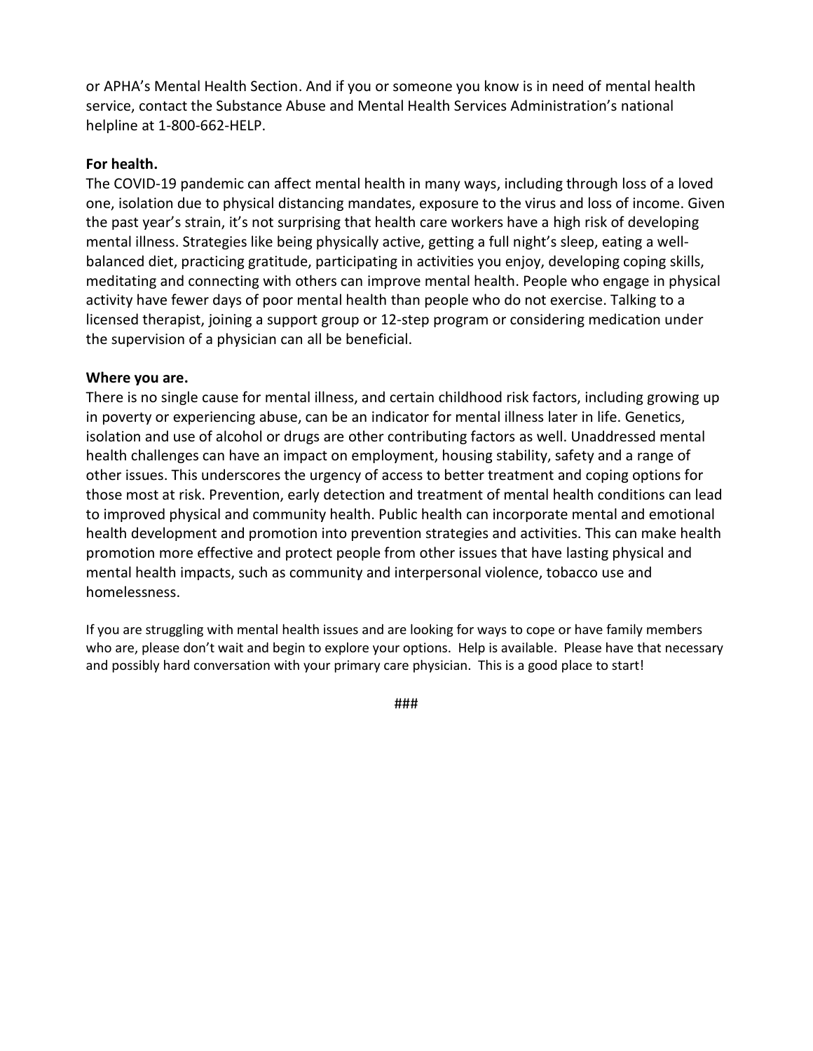or APHA's Mental Health Section. And if you or someone you know is in need of mental health service, contact the Substance Abuse and Mental Health Services Administration's national helpline at 1-800-662-HELP.

**For health.**

The COVID-19 pandemic can affect mental health in many ways, including through loss of a loved one, isolation due to physical distancing mandates, exposure to the virus and loss of income. Given the past year's strain, it's not surprising that health care workers have a high risk of developing mental illness. Strategies like being physically active, getting a full night's sleep, eating a well-balanced diet, practicing gratitude, participating in activities you enjoy, developing coping skills, meditating and connecting with others can improve mental health. People who engage in physical activity have fewer days of poor mental health than people who do not exercise. Talking to a licensed therapist, joining a support group or 12-step program or considering medication under the supervision of a physician can all be beneficial.

**Where you are.**

There is no single cause for mental illness, and certain childhood risk factors, including growing up in poverty or experiencing abuse, can be an indicator for mental illness later in life. Genetics, isolation and use of alcohol or drugs are other contributing factors as well. Unaddressed mental health challenges can have an impact on employment, housing stability, safety and a range of other issues. This underscores the urgency of access to better treatment and coping options for those most at risk. Prevention, early detection and treatment of mental health conditions can lead to improved physical and community health. Public health can incorporate mental and emotional health development and promotion into prevention strategies and activities. This can make health promotion more effective and protect people from other issues that have lasting physical and mental health impacts, such as community and interpersonal violence, tobacco use and homelessness.

If you are struggling with mental health issues and are looking for ways to cope or have family members who are, please don't wait and begin to explore your options. Help is available. Please have that necessary and possibly hard conversation with your primary care physician. This is a good place to start!

###